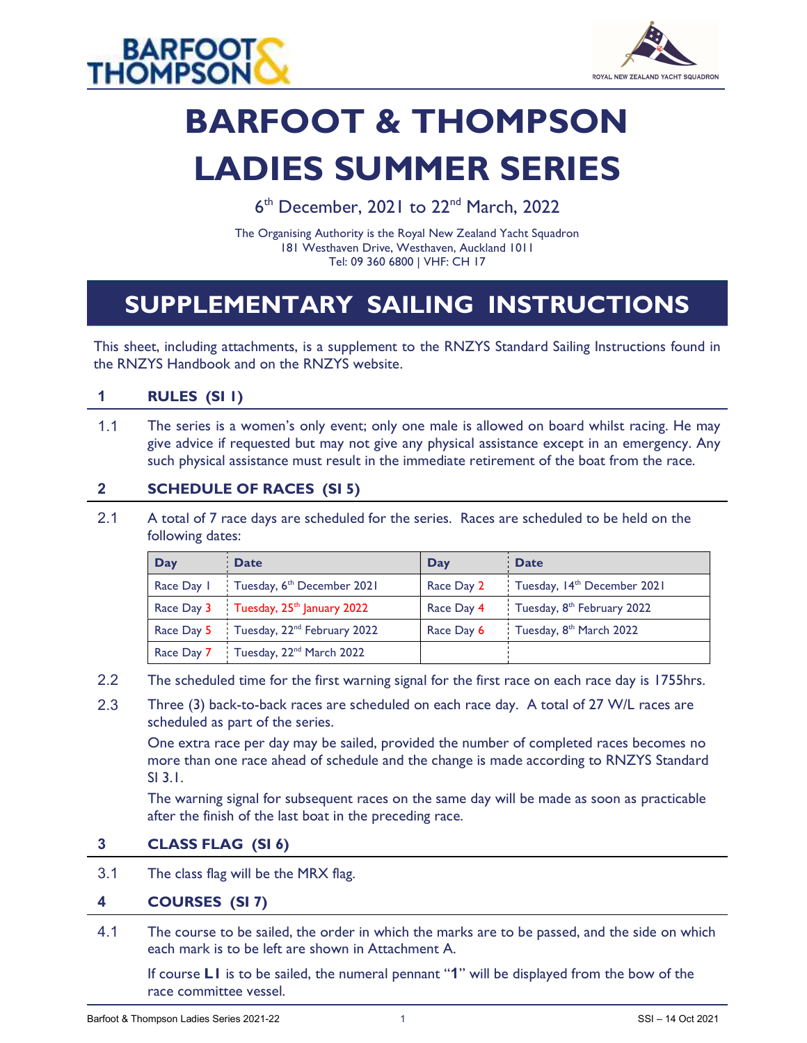# BARFOOT & THOMPSON LADIES SUMMER SERIES

6th December, 2021 to 22nd March, 2022

The Organising Authority is the Royal New Zealand Yacht Squadron
181 Westhaven Drive, Westhaven, Auckland 1011
Tel: 09 360 6800 | VHF: CH 17

## SUPPLEMENTARY SAILING INSTRUCTIONS

This sheet, including attachments, is a supplement to the RNZYS Standard Sailing Instructions found in the RNZYS Handbook and on the RNZYS website.

### 1 RULES (SI 1)

1.1 The series is a women's only event; only one male is allowed on board whilst racing. He may give advice if requested but may not give any physical assistance except in an emergency. Any such physical assistance must result in the immediate retirement of the boat from the race.

### 2 SCHEDULE OF RACES (SI 5)

2.1 A total of 7 race days are scheduled for the series. Races are scheduled to be held on the following dates:

| Day | Date | Day | Date |
|---|---|---|---|
| Race Day 1 | Tuesday, 6th December 2021 | Race Day 2 | Tuesday, 14th December 2021 |
| Race Day 3 | Tuesday, 25th January 2022 | Race Day 4 | Tuesday, 8th February 2022 |
| Race Day 5 | Tuesday, 22nd February 2022 | Race Day 6 | Tuesday, 8th March 2022 |
| Race Day 7 | Tuesday, 22nd March 2022 | | |

2.2 The scheduled time for the first warning signal for the first race on each race day is 1755hrs.

2.3 Three (3) back-to-back races are scheduled on each race day. A total of 27 W/L races are scheduled as part of the series.

One extra race per day may be sailed, provided the number of completed races becomes no more than one race ahead of schedule and the change is made according to RNZYS Standard SI 3.1.

The warning signal for subsequent races on the same day will be made as soon as practicable after the finish of the last boat in the preceding race.

### 3 CLASS FLAG (SI 6)

3.1 The class flag will be the MRX flag.

### 4 COURSES (SI 7)

4.1 The course to be sailed, the order in which the marks are to be passed, and the side on which each mark is to be left are shown in Attachment A.

If course **L1** is to be sailed, the numeral pennant "**1**" will be displayed from the bow of the race committee vessel.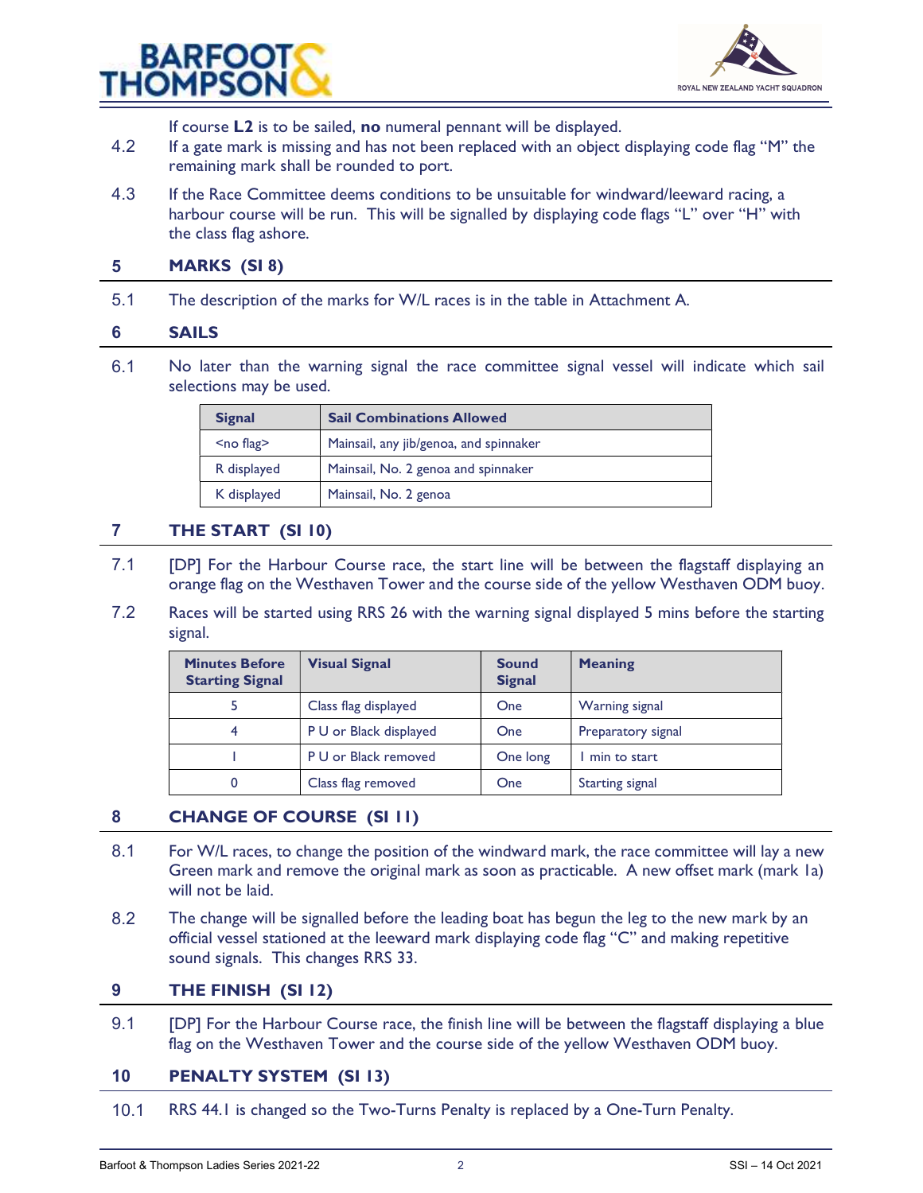If course **L2** is to be sailed, **no** numeral pennant will be displayed.

4.2 If a gate mark is missing and has not been replaced with an object displaying code flag "M" the remaining mark shall be rounded to port.

4.3 If the Race Committee deems conditions to be unsuitable for windward/leeward racing, a harbour course will be run. This will be signalled by displaying code flags "L" over "H" with the class flag ashore.

## 5 MARKS (SI 8)

5.1 The description of the marks for W/L races is in the table in Attachment A.

## 6 SAILS

6.1 No later than the warning signal the race committee signal vessel will indicate which sail selections may be used.

| Signal | Sail Combinations Allowed |
|---|---|
| <no flag> | Mainsail, any jib/genoa, and spinnaker |
| R displayed | Mainsail, No. 2 genoa and spinnaker |
| K displayed | Mainsail, No. 2 genoa |

## 7 THE START (SI 10)

7.1 [DP] For the Harbour Course race, the start line will be between the flagstaff displaying an orange flag on the Westhaven Tower and the course side of the yellow Westhaven ODM buoy.

7.2 Races will be started using RRS 26 with the warning signal displayed 5 mins before the starting signal.

| Minutes Before Starting Signal | Visual Signal | Sound Signal | Meaning |
|---|---|---|---|
| 5 | Class flag displayed | One | Warning signal |
| 4 | P U or Black displayed | One | Preparatory signal |
| 1 | P U or Black removed | One long | 1 min to start |
| 0 | Class flag removed | One | Starting signal |

## 8 CHANGE OF COURSE (SI 11)

8.1 For W/L races, to change the position of the windward mark, the race committee will lay a new Green mark and remove the original mark as soon as practicable. A new offset mark (mark 1a) will not be laid.

8.2 The change will be signalled before the leading boat has begun the leg to the new mark by an official vessel stationed at the leeward mark displaying code flag "C" and making repetitive sound signals. This changes RRS 33.

## 9 THE FINISH (SI 12)

9.1 [DP] For the Harbour Course race, the finish line will be between the flagstaff displaying a blue flag on the Westhaven Tower and the course side of the yellow Westhaven ODM buoy.

## 10 PENALTY SYSTEM (SI 13)

10.1 RRS 44.1 is changed so the Two-Turns Penalty is replaced by a One-Turn Penalty.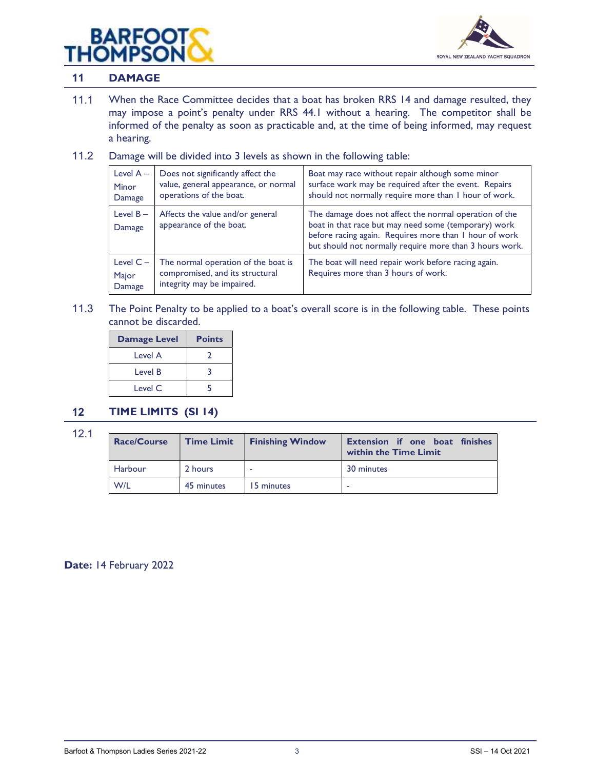## 11 DAMAGE

11.1 When the Race Committee decides that a boat has broken RRS 14 and damage resulted, they may impose a point's penalty under RRS 44.1 without a hearing. The competitor shall be informed of the penalty as soon as practicable and, at the time of being informed, may request a hearing.

11.2 Damage will be divided into 3 levels as shown in the following table:

| | | |
|---|---|---|
| Level A – Minor Damage | Does not significantly affect the value, general appearance, or normal operations of the boat. | Boat may race without repair although some minor surface work may be required after the event. Repairs should not normally require more than 1 hour of work. |
| Level B – Damage | Affects the value and/or general appearance of the boat. | The damage does not affect the normal operation of the boat in that race but may need some (temporary) work before racing again. Requires more than 1 hour of work but should not normally require more than 3 hours work. |
| Level C – Major Damage | The normal operation of the boat is compromised, and its structural integrity may be impaired. | The boat will need repair work before racing again. Requires more than 3 hours of work. |

11.3 The Point Penalty to be applied to a boat's overall score is in the following table. These points cannot be discarded.

| Damage Level | Points |
|---|---|
| Level A | 2 |
| Level B | 3 |
| Level C | 5 |

## 12 TIME LIMITS (SI 14)

12.1

| Race/Course | Time Limit | Finishing Window | Extension if one boat finishes within the Time Limit |
|---|---|---|---|
| Harbour | 2 hours | - | 30 minutes |
| W/L | 45 minutes | 15 minutes | - |

**Date:** 14 February 2022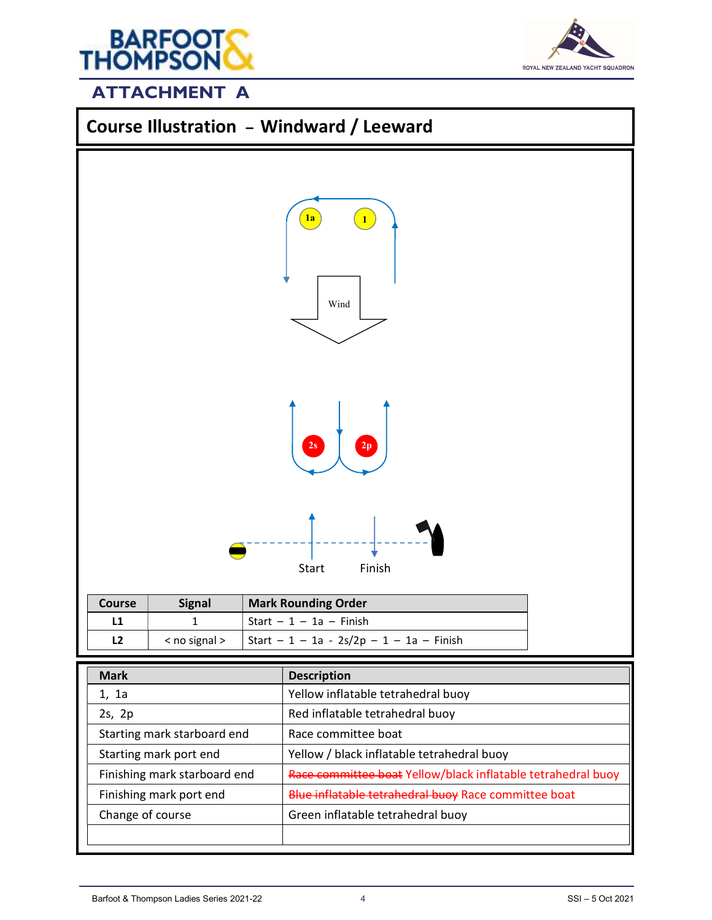# ATTACHMENT A

## Course Illustration – Windward / Leeward

1a

1

Wind

2s

2p

Start

Finish

| Course | Signal | Mark Rounding Order |
|---|---|---|
| L1 | 1 | Start – 1 – 1a – Finish |
| L2 | < no signal > | Start – 1 – 1a - 2s/2p – 1 – 1a – Finish |

| Mark | Description |
|---|---|
| 1, 1a | Yellow inflatable tetrahedral buoy |
| 2s, 2p | Red inflatable tetrahedral buoy |
| Starting mark starboard end | Race committee boat |
| Starting mark port end | Yellow / black inflatable tetrahedral buoy |
| Finishing mark starboard end | ~~Race committee boat~~ Yellow/black inflatable tetrahedral buoy |
| Finishing mark port end | ~~Blue inflatable tetrahedral buoy~~ Race committee boat |
| Change of course | Green inflatable tetrahedral buoy |
| | |